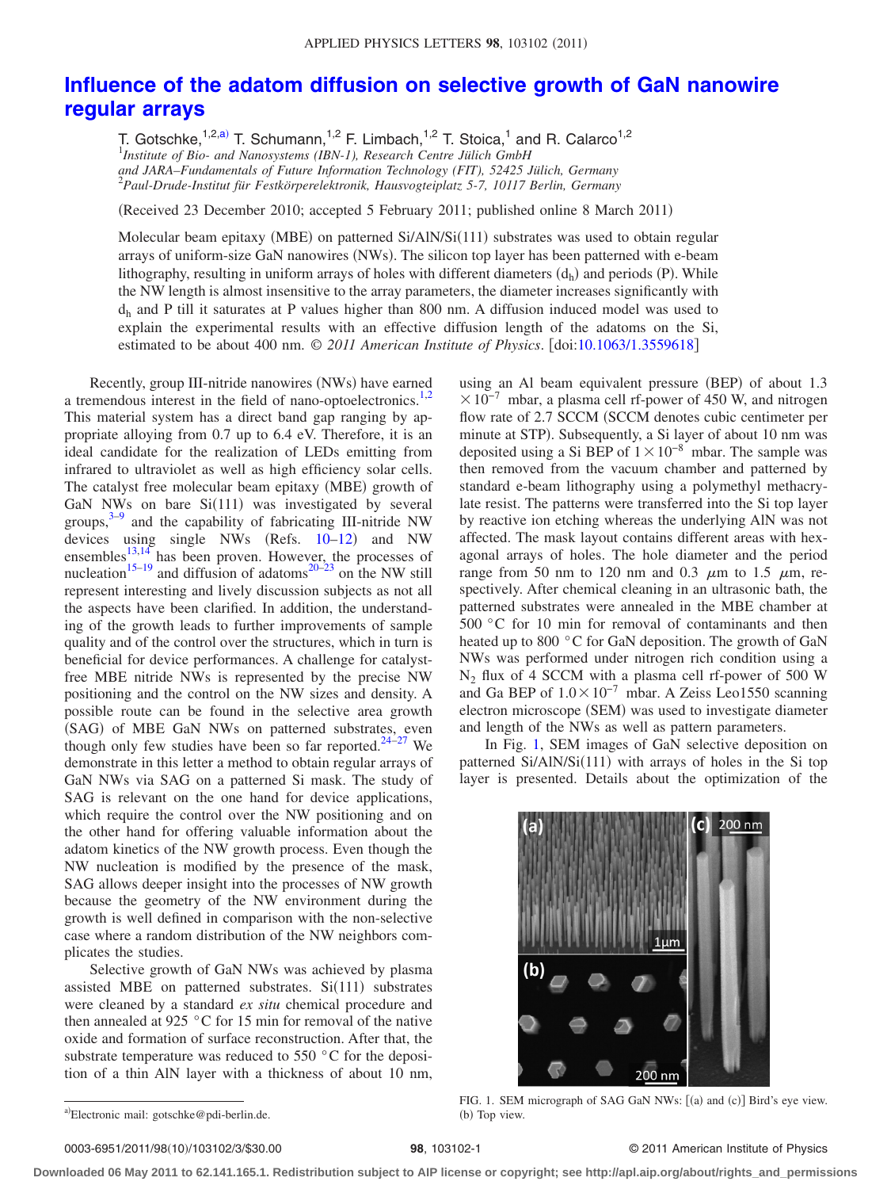# Influence of the adatom diffusion on selective growth of GaN nanowire regular arrays

T. Gotschke,[1,2,a)] T. Schumann,[1,2] F. Limbach,[1,2] T. Stoica,[1] and R. Calarco[1,2]

[1] *Institute of Bio- and Nanosystems (IBN-1), Research Centre Jülich GmbH and JARA–Fundamentals of Future Information Technology (FIT), 52425 Jülich, Germany*

[2] *Paul-Drude-Institut für Festkörperelektronik, Hausvogteiplatz 5-7, 10117 Berlin, Germany*

(Received 23 December 2010; accepted 5 February 2011; published online 8 March 2011)

Molecular beam epitaxy (MBE) on patterned Si/AlN/Si(111) substrates was used to obtain regular arrays of uniform-size GaN nanowires (NWs). The silicon top layer has been patterned with e-beam lithography, resulting in uniform arrays of holes with different diameters ($d_h$) and periods (P). While the NW length is almost insensitive to the array parameters, the diameter increases significantly with $d_h$ and P till it saturates at P values higher than 800 nm. A diffusion induced model was used to explain the experimental results with an effective diffusion length of the adatoms on the Si, estimated to be about 400 nm. *© 2011 American Institute of Physics*. [doi:10.1063/1.3559618]

Recently, group III-nitride nanowires (NWs) have earned a tremendous interest in the field of nano-optoelectronics.[1,2] This material system has a direct band gap ranging by appropriate alloying from 0.7 up to 6.4 eV. Therefore, it is an ideal candidate for the realization of LEDs emitting from infrared to ultraviolet as well as high efficiency solar cells. The catalyst free molecular beam epitaxy (MBE) growth of GaN NWs on bare Si(111) was investigated by several groups,[3–9] and the capability of fabricating III-nitride NW devices using single NWs (Refs. 10–12) and NW ensembles[13,14] has been proven. However, the processes of nucleation[15–19] and diffusion of adatoms[20–23] on the NW still represent interesting and lively discussion subjects as not all the aspects have been clarified. In addition, the understanding of the growth leads to further improvements of sample quality and of the control over the structures, which in turn is beneficial for device performances. A challenge for catalyst-free MBE nitride NWs is represented by the precise NW positioning and the control on the NW sizes and density. A possible route can be found in the selective area growth (SAG) of MBE GaN NWs on patterned substrates, even though only few studies have been so far reported.[24–27] We demonstrate in this letter a method to obtain regular arrays of GaN NWs via SAG on a patterned Si mask. The study of SAG is relevant on the one hand for device applications, which require the control over the NW positioning and on the other hand for offering valuable information about the adatom kinetics of the NW growth process. Even though the NW nucleation is modified by the presence of the mask, SAG allows deeper insight into the processes of NW growth because the geometry of the NW environment during the growth is well defined in comparison with the non-selective case where a random distribution of the NW neighbors complicates the studies.

Selective growth of GaN NWs was achieved by plasma assisted MBE on patterned substrates. Si(111) substrates were cleaned by a standard *ex situ* chemical procedure and then annealed at 925 °C for 15 min for removal of the native oxide and formation of surface reconstruction. After that, the substrate temperature was reduced to 550 °C for the deposition of a thin AlN layer with a thickness of about 10 nm, using an Al beam equivalent pressure (BEP) of about $1.3\times10^{-7}$ mbar, a plasma cell rf-power of 450 W, and nitrogen flow rate of 2.7 SCCM (SCCM denotes cubic centimeter per minute at STP). Subsequently, a Si layer of about 10 nm was deposited using a Si BEP of $1\times10^{-8}$ mbar. The sample was then removed from the vacuum chamber and patterned by standard e-beam lithography using a polymethyl methacrylate resist. The patterns were transferred into the Si top layer by reactive ion etching whereas the underlying AlN was not affected. The mask layout contains different areas with hexagonal arrays of holes. The hole diameter and the period range from 50 nm to 120 nm and 0.3 $\mu$m to 1.5 $\mu$m, respectively. After chemical cleaning in an ultrasonic bath, the patterned substrates were annealed in the MBE chamber at 500 °C for 10 min for removal of contaminants and then heated up to 800 °C for GaN deposition. The growth of GaN NWs was performed under nitrogen rich condition using a $N_2$ flux of 4 SCCM with a plasma cell rf-power of 500 W and Ga BEP of $1.0\times10^{-7}$ mbar. A Zeiss Leo1550 scanning electron microscope (SEM) was used to investigate diameter and length of the NWs as well as pattern parameters.

In Fig. 1, SEM images of GaN selective deposition on patterned Si/AlN/Si(111) with arrays of holes in the Si top layer is presented. Details about the optimization of the

(a)
1µm
(b)
200 nm
(c)
200 nm

FIG. 1. SEM micrograph of SAG GaN NWs: [(a) and (c)] Bird's eye view. (b) Top view.

[a)] Electronic mail: gotschke@pdi-berlin.de.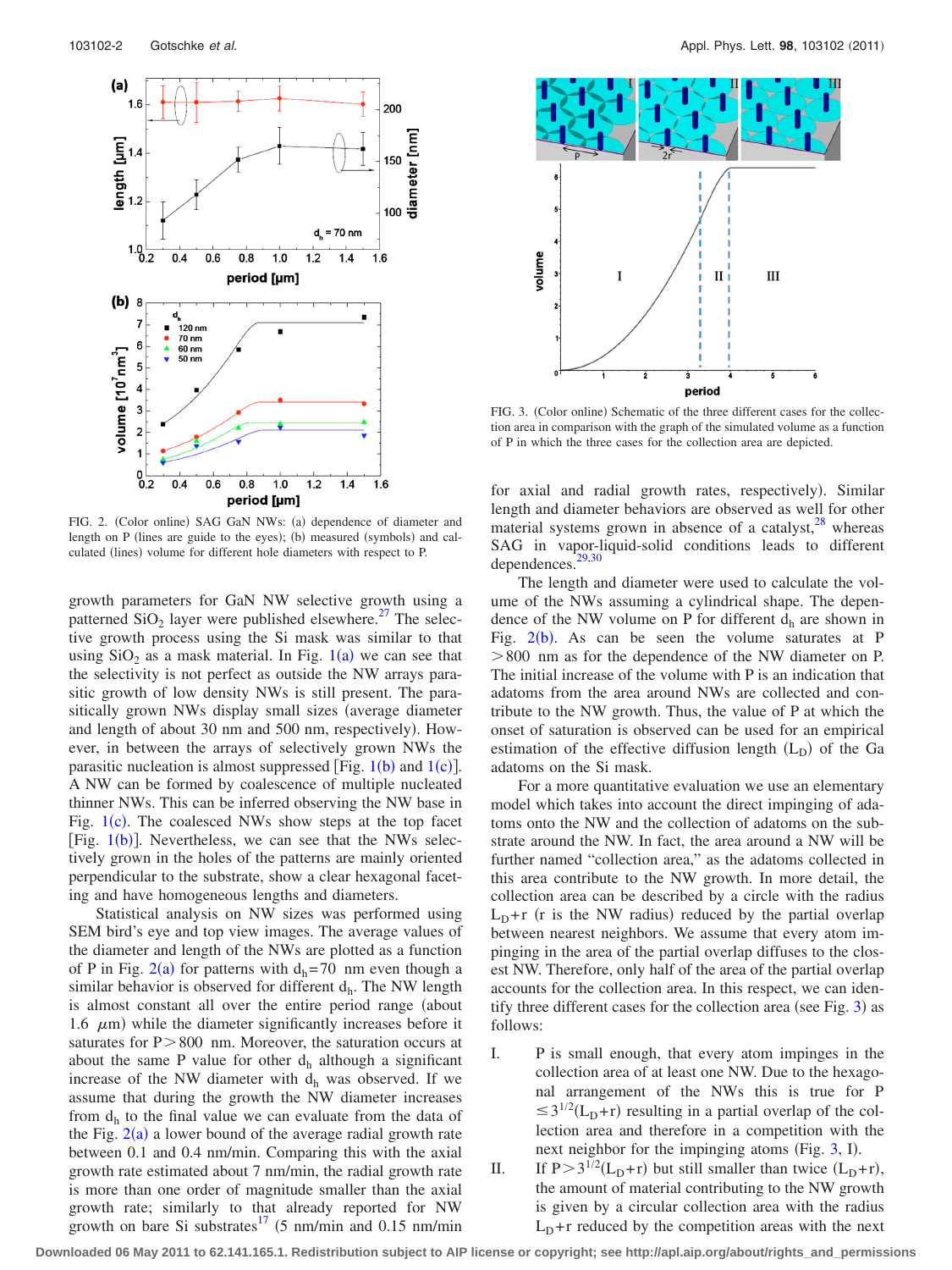(a)

1.6

1.4

1.2

1.0

length [µm]

200

150

100

diameter [nm]

$d_h$ = 70 nm

0.2 0.4 0.6 0.8 1.0 1.2 1.4 1.6

period [µm]

(b)

8

7

6

5

4

3

2

1

0

volume [$10^7$ nm$^3$]

$d_h$

120 nm

70 nm

60 nm

50 nm

0.2 0.4 0.6 0.8 1.0 1.2 1.4 1.6

period [µm]

FIG. 2. (Color online) SAG GaN NWs: (a) dependence of diameter and length on P (lines are guide to the eyes); (b) measured (symbols) and calculated (lines) volume for different hole diameters with respect to P.

growth parameters for GaN NW selective growth using a patterned $SiO_2$ layer were published elsewhere.[27] The selective growth process using the Si mask was similar to that using $SiO_2$ as a mask material. In Fig. 1(a) we can see that the selectivity is not perfect as outside the NW arrays parasitic growth of low density NWs is still present. The parasitically grown NWs display small sizes (average diameter and length of about 30 nm and 500 nm, respectively). However, in between the arrays of selectively grown NWs the parasitic nucleation is almost suppressed [Fig. 1(b) and 1(c)]. A NW can be formed by coalescence of multiple nucleated thinner NWs. This can be inferred observing the NW base in Fig. 1(c). The coalesced NWs show steps at the top facet [Fig. 1(b)]. Nevertheless, we can see that the NWs selectively grown in the holes of the patterns are mainly oriented perpendicular to the substrate, show a clear hexagonal faceting and have homogeneous lengths and diameters.

Statistical analysis on NW sizes was performed using SEM bird's eye and top view images. The average values of the diameter and length of the NWs are plotted as a function of P in Fig. 2(a) for patterns with $d_h$=70 nm even though a similar behavior is observed for different $d_h$. The NW length is almost constant all over the entire period range (about 1.6 $\mu$m) while the diameter significantly increases before it saturates for P>800 nm. Moreover, the saturation occurs at about the same P value for other $d_h$ although a significant increase of the NW diameter with $d_h$ was observed. If we assume that during the growth the NW diameter increases from $d_h$ to the final value we can evaluate from the data of the Fig. 2(a) a lower bound of the average radial growth rate between 0.1 and 0.4 nm/min. Comparing this with the axial growth rate estimated about 7 nm/min, the radial growth rate is more than one order of magnitude smaller than the axial growth rate; similarly to that already reported for NW growth on bare Si substrates[17] (5 nm/min and 0.15 nm/min for axial and radial growth rates, respectively). Similar length and diameter behaviors are observed as well for other material systems grown in absence of a catalyst,[28] whereas SAG in vapor-liquid-solid conditions leads to different dependences.[29,30]

I II III

P

2r

volume

I II III

period

0 1 2 3 4 5 6

FIG. 3. (Color online) Schematic of the three different cases for the collection area in comparison with the graph of the simulated volume as a function of P in which the three cases for the collection area are depicted.

The length and diameter were used to calculate the volume of the NWs assuming a cylindrical shape. The dependence of the NW volume on P for different $d_h$ are shown in Fig. 2(b). As can be seen the volume saturates at P >800 nm as for the dependence of the NW diameter on P. The initial increase of the volume with P is an indication that adatoms from the area around NWs are collected and contribute to the NW growth. Thus, the value of P at which the onset of saturation is observed can be used for an empirical estimation of the effective diffusion length ($L_D$) of the Ga adatoms on the Si mask.

For a more quantitative evaluation we use an elementary model which takes into account the direct impinging of adatoms onto the NW and the collection of adatoms on the substrate around the NW. In fact, the area around a NW will be further named "collection area," as the adatoms collected in this area contribute to the NW growth. In more detail, the collection area can be described by a circle with the radius $L_D$+r (r is the NW radius) reduced by the partial overlap between nearest neighbors. We assume that every atom impinging in the area of the partial overlap diffuses to the closest NW. Therefore, only half of the area of the partial overlap accounts for the collection area. In this respect, we can identify three different cases for the collection area (see Fig. 3) as follows:

I. P is small enough, that every atom impinges in the collection area of at least one NW. Due to the hexagonal arrangement of the NWs this is true for P $\leq 3^{1/2}(L_D+r)$ resulting in a partial overlap of the collection area and therefore in a competition with the next neighbor for the impinging atoms (Fig. 3, I).

II. If P $>3^{1/2}(L_D+r)$ but still smaller than twice ($L_D$+r), the amount of material contributing to the NW growth is given by a circular collection area with the radius $L_D$+r reduced by the competition areas with the next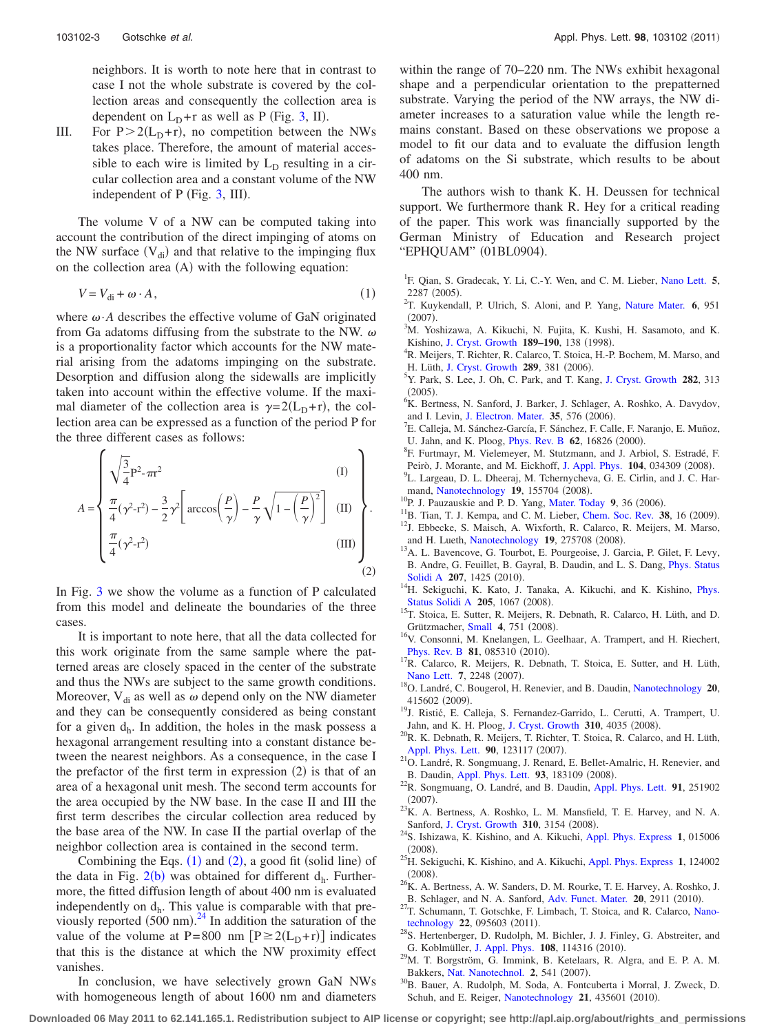neighbors. It is worth to note here that in contrast to case I not the whole substrate is covered by the collection areas and consequently the collection area is dependent on $L_D$+r as well as P (Fig. 3, II).

III. For $P > 2(L_D + r)$, no competition between the NWs takes place. Therefore, the amount of material accessible to each wire is limited by $L_D$ resulting in a circular collection area and a constant volume of the NW independent of P (Fig. 3, III).

The volume V of a NW can be computed taking into account the contribution of the direct impinging of atoms on the NW surface ($V_{di}$) and that relative to the impinging flux on the collection area (A) with the following equation:

$$V = V_{di} + \omega \cdot A, \tag{1}$$

where $\omega \cdot A$ describes the effective volume of GaN originated from Ga adatoms diffusing from the substrate to the NW. $\omega$ is a proportionality factor which accounts for the NW material arising from the adatoms impinging on the substrate. Desorption and diffusion along the sidewalls are implicitly taken into account within the effective volume. If the maximal diameter of the collection area is $\gamma = 2(L_D + r)$, the collection area can be expressed as a function of the period P for the three different cases as follows:

$$A = \left\{ \begin{array}{ll} \sqrt{\frac{3}{4}}P^2 - \pi r^2 & \text{(I)} \\ \frac{\pi}{4}(\gamma^2 - r^2) - \frac{3}{2}\gamma^2\left[\arccos\left(\frac{P}{\gamma}\right) - \frac{P}{\gamma}\sqrt{1-\left(\frac{P}{\gamma}\right)^2}\right] & \text{(II)} \\ \frac{\pi}{4}(\gamma^2 - r^2) & \text{(III)} \end{array} \right\}. \tag{2}$$

In Fig. 3 we show the volume as a function of P calculated from this model and delineate the boundaries of the three cases.

It is important to note here, that all the data collected for this work originate from the same sample where the patterned areas are closely spaced in the center of the substrate and thus the NWs are subject to the same growth conditions. Moreover, $V_{di}$ as well as $\omega$ depend only on the NW diameter and they can be consequently considered as being constant for a given $d_h$. In addition, the holes in the mask possess a hexagonal arrangement resulting into a constant distance between the nearest neighbors. As a consequence, in the case I the prefactor of the first term in expression (2) is that of an area of a hexagonal unit mesh. The second term accounts for the area occupied by the NW base. In the case II and III the first term describes the circular collection area reduced by the base area of the NW. In case II the partial overlap of the neighbor collection area is contained in the second term.

Combining the Eqs. (1) and (2), a good fit (solid line) of the data in Fig. 2(b) was obtained for different $d_h$. Furthermore, the fitted diffusion length of about 400 nm is evaluated independently on $d_h$. This value is comparable with that previously reported (500 nm).[24] In addition the saturation of the value of the volume at P=800 nm [$P \geq 2(L_D + r)$] indicates that this is the distance at which the NW proximity effect vanishes.

In conclusion, we have selectively grown GaN NWs with homogeneous length of about 1600 nm and diameters within the range of 70–220 nm. The NWs exhibit hexagonal shape and a perpendicular orientation to the prepatterned substrate. Varying the period of the NW arrays, the NW diameter increases to a saturation value while the length remains constant. Based on these observations we propose a model to fit our data and to evaluate the diffusion length of adatoms on the Si substrate, which results to be about 400 nm.

The authors wish to thank K. H. Deussen for technical support. We furthermore thank R. Hey for a critical reading of the paper. This work was financially supported by the German Ministry of Education and Research project "EPHQUAM" (01BL0904).

[1] F. Qian, S. Gradecak, Y. Li, C.-Y. Wen, and C. M. Lieber, Nano Lett. **5**, 2287 (2005).
[2] T. Kuykendall, P. Ulrich, S. Aloni, and P. Yang, Nature Mater. **6**, 951 (2007).
[3] M. Yoshizawa, A. Kikuchi, N. Fujita, K. Kushi, H. Sasamoto, and K. Kishino, J. Cryst. Growth **189–190**, 138 (1998).
[4] R. Meijers, T. Richter, R. Calarco, T. Stoica, H.-P. Bochem, M. Marso, and H. Lüth, J. Cryst. Growth **289**, 381 (2006).
[5] Y. Park, S. Lee, J. Oh, C. Park, and T. Kang, J. Cryst. Growth **282**, 313 (2005).
[6] K. Bertness, N. Sanford, J. Barker, J. Schlager, A. Roshko, A. Davydov, and I. Levin, J. Electron. Mater. **35**, 576 (2006).
[7] E. Calleja, M. Sánchez-García, F. Sánchez, F. Calle, F. Naranjo, E. Muñoz, U. Jahn, and K. Ploog, Phys. Rev. B **62**, 16826 (2000).
[8] F. Furtmayr, M. Vielemeyer, M. Stutzmann, and J. Arbiol, S. Estradé, F. Peirò, J. Morante, and M. Eickhoff, J. Appl. Phys. **104**, 034309 (2008).
[9] L. Largeau, D. L. Dheeraj, M. Tchernycheva, G. E. Cirlin, and J. C. Harmand, Nanotechnology **19**, 155704 (2008).
[10] P. J. Pauzauskie and P. D. Yang, Mater. Today **9**, 36 (2006).
[11] B. Tian, T. J. Kempa, and C. M. Lieber, Chem. Soc. Rev. **38**, 16 (2009).
[12] J. Ebbecke, S. Maisch, A. Wixforth, R. Calarco, R. Meijers, M. Marso, and H. Lueth, Nanotechnology **19**, 275708 (2008).
[13] A. L. Bavencove, G. Tourbot, E. Pourgeoise, J. Garcia, P. Gilet, F. Levy, B. Andre, G. Feuillet, B. Gayral, B. Daudin, and L. S. Dang, Phys. Status Solidi A **207**, 1425 (2010).
[14] H. Sekiguchi, K. Kato, J. Tanaka, A. Kikuchi, and K. Kishino, Phys. Status Solidi A **205**, 1067 (2008).
[15] T. Stoica, E. Sutter, R. Meijers, R. Debnath, R. Calarco, H. Lüth, and D. Grützmacher, Small **4**, 751 (2008).
[16] V. Consonni, M. Knelangen, L. Geelhaar, A. Trampert, and H. Riechert, Phys. Rev. B **81**, 085310 (2010).
[17] R. Calarco, R. Meijers, R. Debnath, T. Stoica, E. Sutter, and H. Lüth, Nano Lett. **7**, 2248 (2007).
[18] O. Landré, C. Bougerol, H. Renevier, and B. Daudin, Nanotechnology **20**, 415602 (2009).
[19] J. Ristić, E. Calleja, S. Fernandez-Garrido, L. Cerutti, A. Trampert, U. Jahn, and K. H. Ploog, J. Cryst. Growth **310**, 4035 (2008).
[20] R. K. Debnath, R. Meijers, T. Richter, T. Stoica, R. Calarco, and H. Lüth, Appl. Phys. Lett. **90**, 123117 (2007).
[21] O. Landré, R. Songmuang, J. Renard, E. Bellet-Amalric, H. Renevier, and B. Daudin, Appl. Phys. Lett. **93**, 183109 (2008).
[22] R. Songmuang, O. Landré, and B. Daudin, Appl. Phys. Lett. **91**, 251902 (2007).
[23] K. A. Bertness, A. Roshko, L. M. Mansfield, T. E. Harvey, and N. A. Sanford, J. Cryst. Growth **310**, 3154 (2008).
[24] S. Ishizawa, K. Kishino, and A. Kikuchi, Appl. Phys. Express **1**, 015006 (2008).
[25] H. Sekiguchi, K. Kishino, and A. Kikuchi, Appl. Phys. Express **1**, 124002 (2008).
[26] K. A. Bertness, A. W. Sanders, D. M. Rourke, T. E. Harvey, A. Roshko, J. B. Schlager, and N. A. Sanford, Adv. Funct. Mater. **20**, 2911 (2010).
[27] T. Schumann, T. Gotschke, F. Limbach, T. Stoica, and R. Calarco, Nanotechnology **22**, 095603 (2011).
[28] S. Hertenberger, D. Rudolph, M. Bichler, J. J. Finley, G. Abstreiter, and G. Koblmüller, J. Appl. Phys. **108**, 114316 (2010).
[29] M. T. Borgström, G. Immink, B. Ketelaars, R. Algra, and E. P. A. M. Bakkers, Nat. Nanotechnol. **2**, 541 (2007).
[30] B. Bauer, A. Rudolph, M. Soda, A. Fontcuberta i Morral, J. Zweck, D. Schuh, and E. Reiger, Nanotechnology **21**, 435601 (2010).